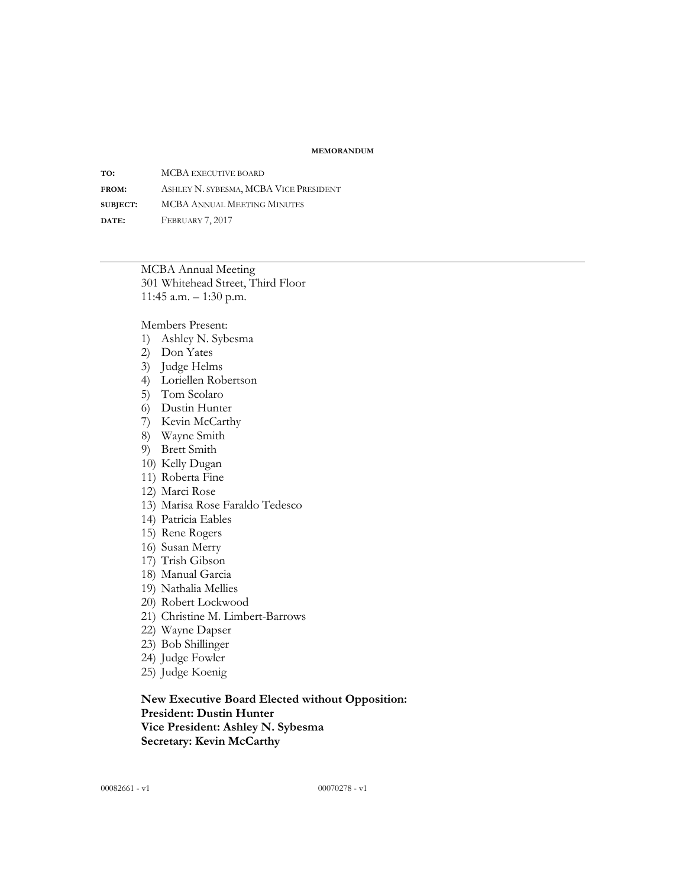**MEMORANDUM**

**TO:** MCBA EXECUTIVE BOARD

**FROM:** ASHLEY N. SYBESMA, MCBA VICE PRESIDENT

**SUBJECT:** MCBA ANNUAL MEETING MINUTES

**DATE:** FEBRUARY 7, 2017

---

MCBA Annual Meeting
301 Whitehead Street, Third Floor
11:45 a.m. – 1:30 p.m.

Members Present:

1) Ashley N. Sybesma
2) Don Yates
3) Judge Helms
4) Loriellen Robertson
5) Tom Scolaro
6) Dustin Hunter
7) Kevin McCarthy
8) Wayne Smith
9) Brett Smith
10) Kelly Dugan
11) Roberta Fine
12) Marci Rose
13) Marisa Rose Faraldo Tedesco
14) Patricia Eables
15) Rene Rogers
16) Susan Merry
17) Trish Gibson
18) Manual Garcia
19) Nathalia Mellies
20) Robert Lockwood
21) Christine M. Limbert-Barrows
22) Wayne Dapser
23) Bob Shillinger
24) Judge Fowler
25) Judge Koenig

**New Executive Board Elected without Opposition:**
**President: Dustin Hunter**
**Vice President: Ashley N. Sybesma**
**Secretary: Kevin McCarthy**

00082661 - v1 00070278 - v1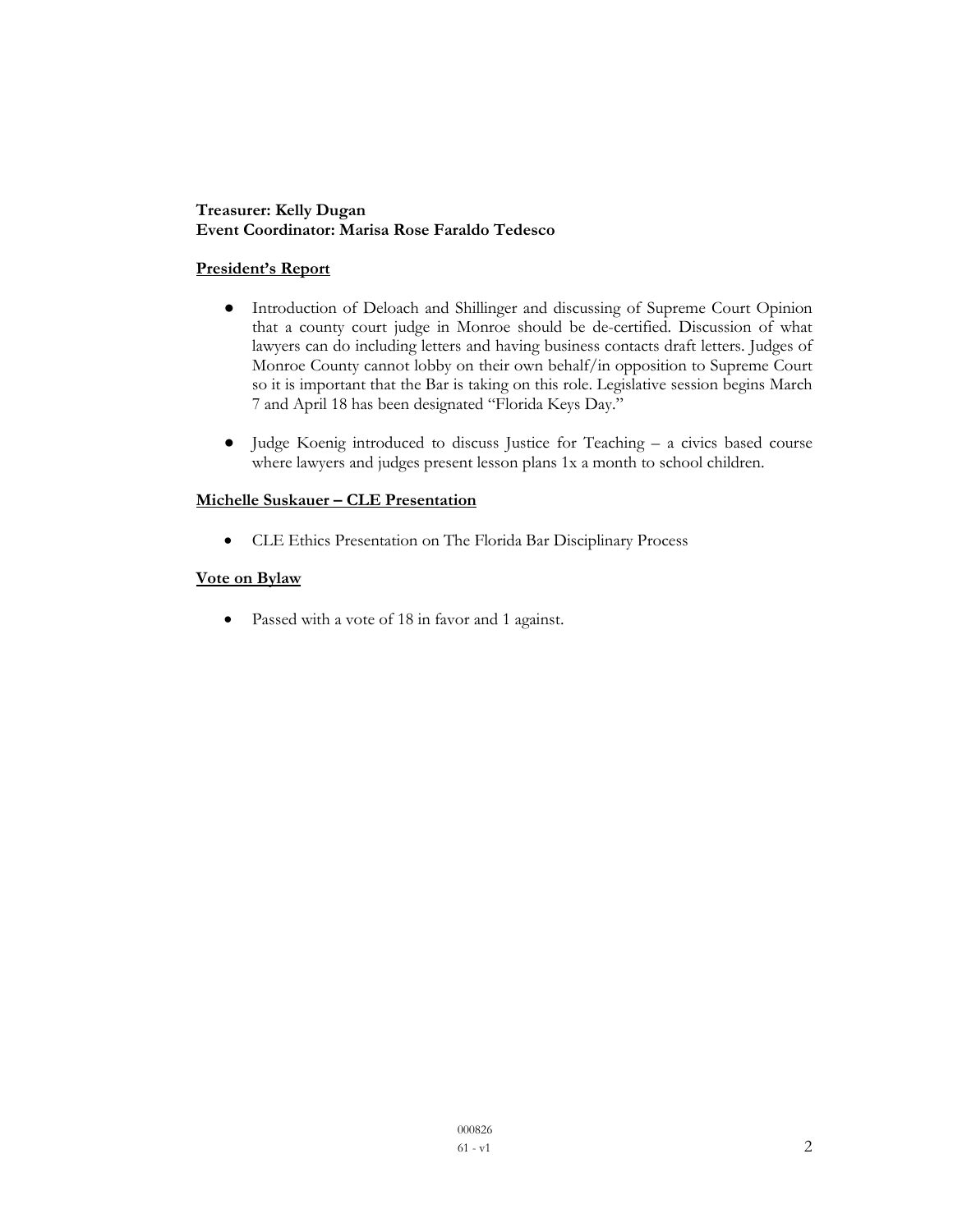**Treasurer: Kelly Dugan**
**Event Coordinator: Marisa Rose Faraldo Tedesco**

## President's Report

- Introduction of Deloach and Shillinger and discussing of Supreme Court Opinion that a county court judge in Monroe should be de-certified. Discussion of what lawyers can do including letters and having business contacts draft letters. Judges of Monroe County cannot lobby on their own behalf/in opposition to Supreme Court so it is important that the Bar is taking on this role. Legislative session begins March 7 and April 18 has been designated "Florida Keys Day."

- Judge Koenig introduced to discuss Justice for Teaching – a civics based course where lawyers and judges present lesson plans 1x a month to school children.

## Michelle Suskauer – CLE Presentation

- CLE Ethics Presentation on The Florida Bar Disciplinary Process

## Vote on Bylaw

- Passed with a vote of 18 in favor and 1 against.

000826
61 - v1